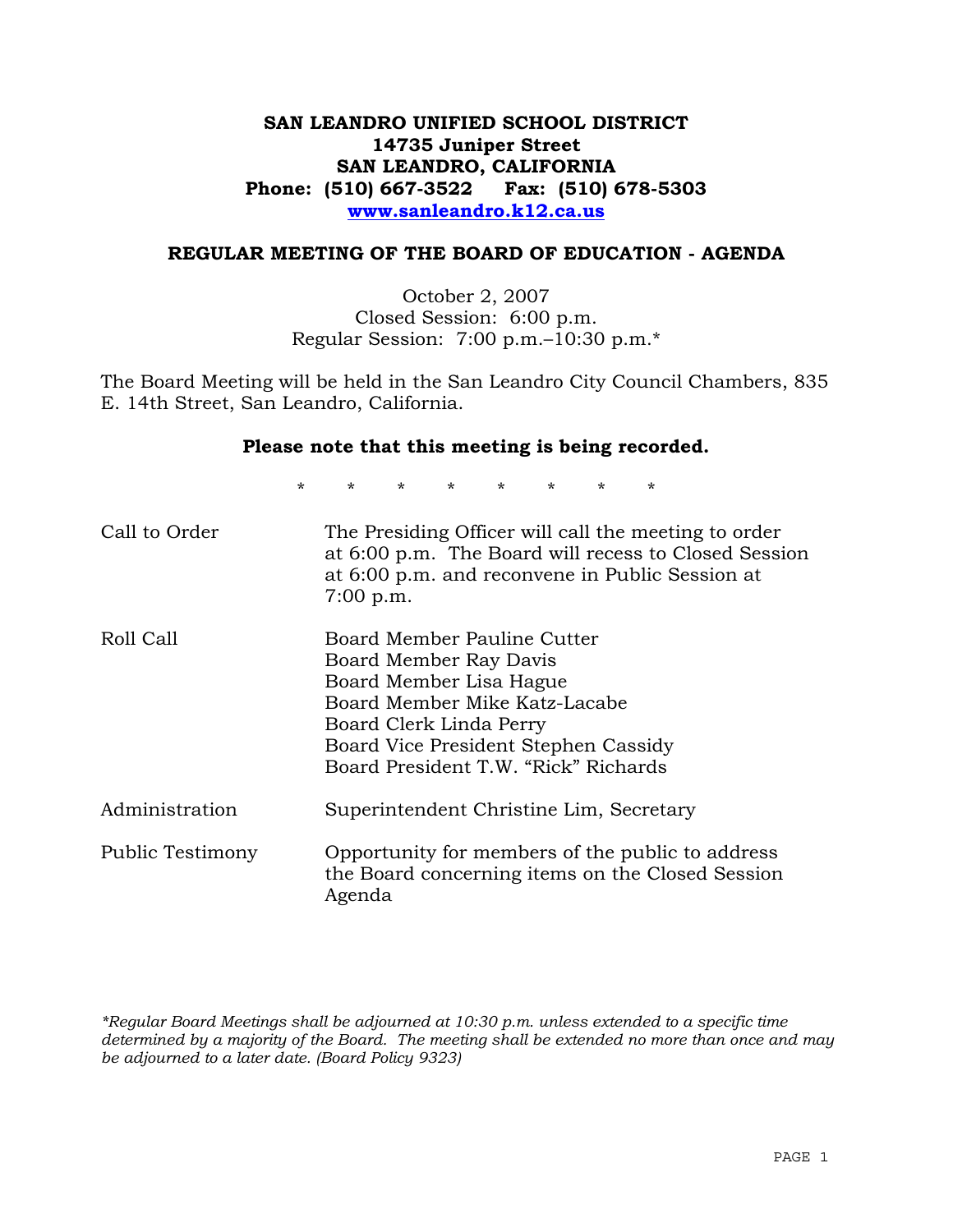**SAN LEANDRO UNIFIED SCHOOL DISTRICT**
**14735 Juniper Street**
**SAN LEANDRO, CALIFORNIA**
**Phone: (510) 667-3522 Fax: (510) 678-5303**
**www.sanleandro.k12.ca.us**

## REGULAR MEETING OF THE BOARD OF EDUCATION - AGENDA

October 2, 2007
Closed Session: 6:00 p.m.
Regular Session: 7:00 p.m.–10:30 p.m.*

The Board Meeting will be held in the San Leandro City Council Chambers, 835 E. 14th Street, San Leandro, California.

**Please note that this meeting is being recorded.**

\* \* \* \* \* \* \* \*

| | |
|---|---|
| Call to Order | The Presiding Officer will call the meeting to order at 6:00 p.m. The Board will recess to Closed Session at 6:00 p.m. and reconvene in Public Session at 7:00 p.m. |
| Roll Call | Board Member Pauline Cutter<br>Board Member Ray Davis<br>Board Member Lisa Hague<br>Board Member Mike Katz-Lacabe<br>Board Clerk Linda Perry<br>Board Vice President Stephen Cassidy<br>Board President T.W. "Rick" Richards |
| Administration | Superintendent Christine Lim, Secretary |
| Public Testimony | Opportunity for members of the public to address the Board concerning items on the Closed Session Agenda |

*\*Regular Board Meetings shall be adjourned at 10:30 p.m. unless extended to a specific time determined by a majority of the Board. The meeting shall be extended no more than once and may be adjourned to a later date. (Board Policy 9323)*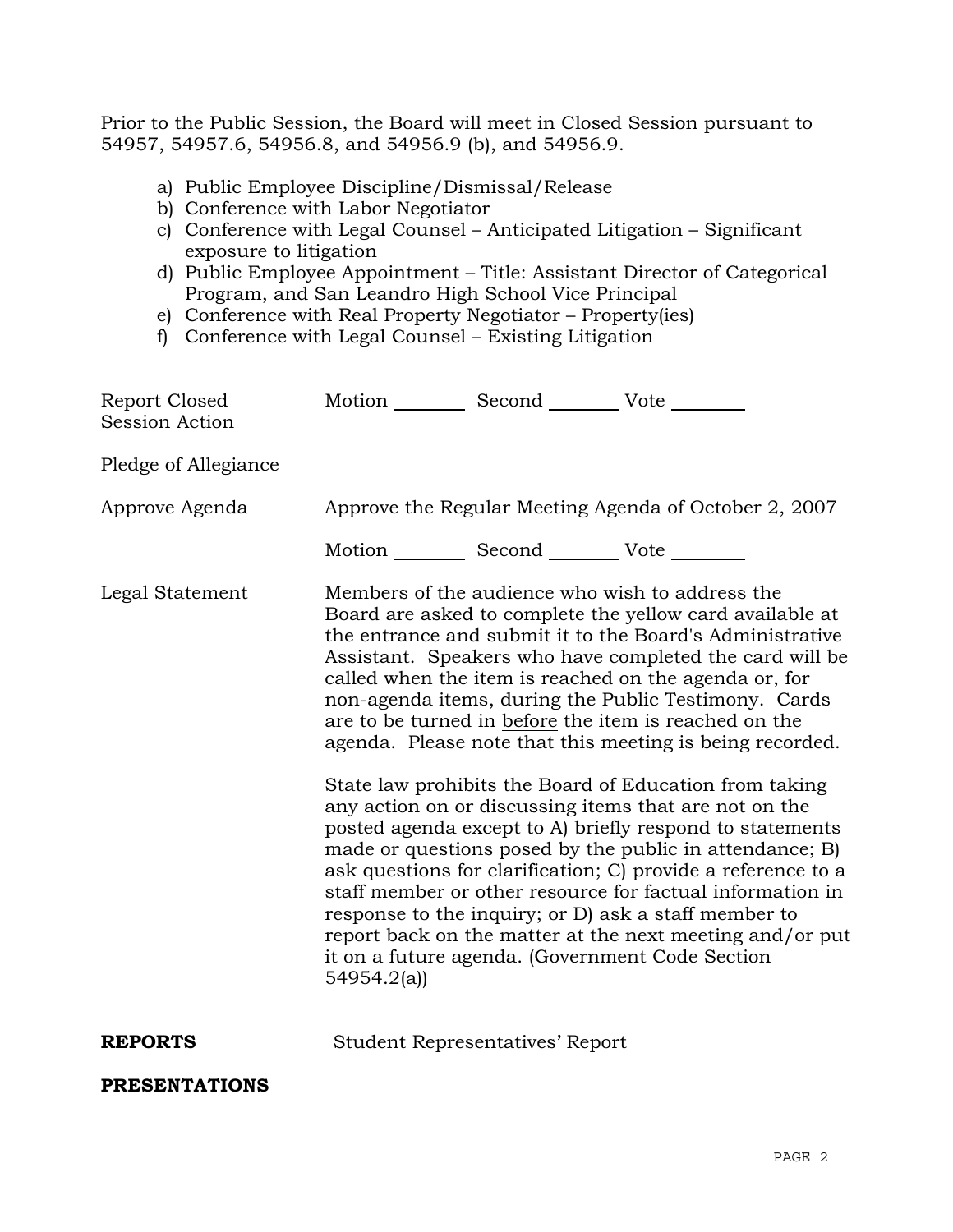Prior to the Public Session, the Board will meet in Closed Session pursuant to 54957, 54957.6, 54956.8, and 54956.9 (b), and 54956.9.

a) Public Employee Discipline/Dismissal/Release
b) Conference with Labor Negotiator
c) Conference with Legal Counsel – Anticipated Litigation – Significant exposure to litigation
d) Public Employee Appointment – Title: Assistant Director of Categorical Program, and San Leandro High School Vice Principal
e) Conference with Real Property Negotiator – Property(ies)
f) Conference with Legal Counsel – Existing Litigation

Report Closed Session Action — Motion ________ Second ________ Vote ________

Pledge of Allegiance

Approve Agenda — Approve the Regular Meeting Agenda of October 2, 2007

Motion ________ Second ________ Vote ________

Legal Statement — Members of the audience who wish to address the Board are asked to complete the yellow card available at the entrance and submit it to the Board's Administrative Assistant. Speakers who have completed the card will be called when the item is reached on the agenda or, for non-agenda items, during the Public Testimony. Cards are to be turned in before the item is reached on the agenda. Please note that this meeting is being recorded.

State law prohibits the Board of Education from taking any action on or discussing items that are not on the posted agenda except to A) briefly respond to statements made or questions posed by the public in attendance; B) ask questions for clarification; C) provide a reference to a staff member or other resource for factual information in response to the inquiry; or D) ask a staff member to report back on the matter at the next meeting and/or put it on a future agenda. (Government Code Section 54954.2(a))

**REPORTS** — Student Representatives' Report

**PRESENTATIONS**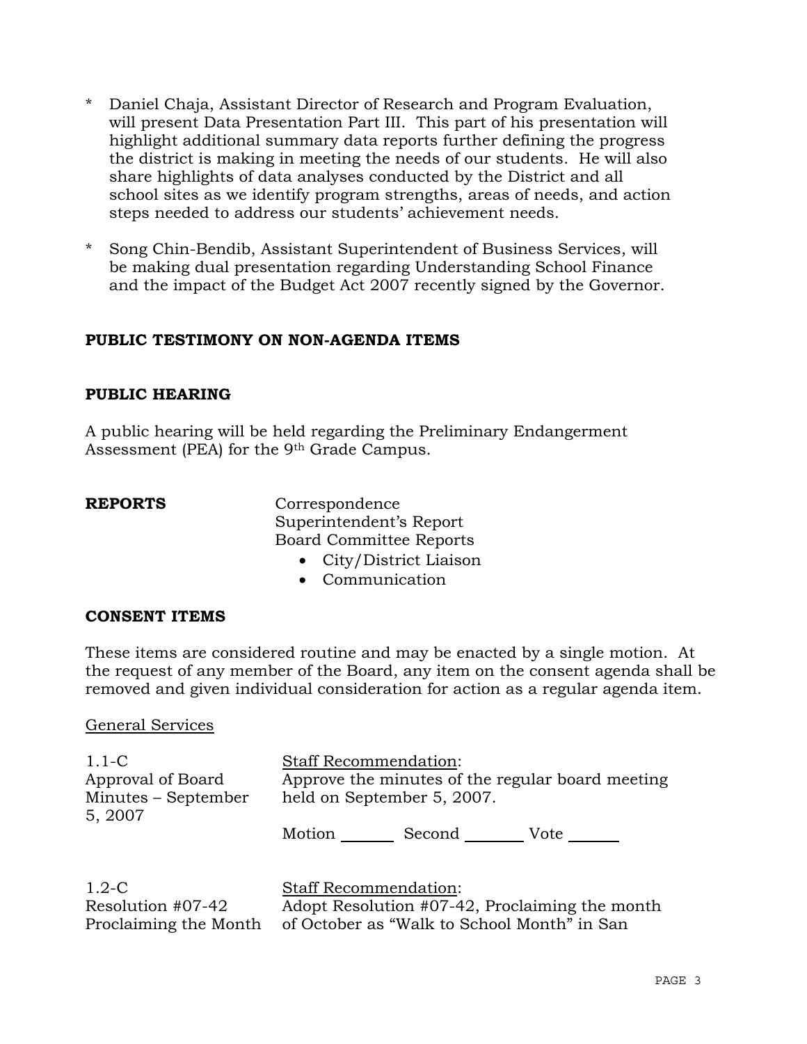\* Daniel Chaja, Assistant Director of Research and Program Evaluation, will present Data Presentation Part III. This part of his presentation will highlight additional summary data reports further defining the progress the district is making in meeting the needs of our students. He will also share highlights of data analyses conducted by the District and all school sites as we identify program strengths, areas of needs, and action steps needed to address our students' achievement needs.

\* Song Chin-Bendib, Assistant Superintendent of Business Services, will be making dual presentation regarding Understanding School Finance and the impact of the Budget Act 2007 recently signed by the Governor.

**PUBLIC TESTIMONY ON NON-AGENDA ITEMS**

**PUBLIC HEARING**

A public hearing will be held regarding the Preliminary Endangerment Assessment (PEA) for the 9th Grade Campus.

**REPORTS**

Correspondence
Superintendent's Report
Board Committee Reports

- City/District Liaison
- Communication

**CONSENT ITEMS**

These items are considered routine and may be enacted by a single motion. At the request of any member of the Board, any item on the consent agenda shall be removed and given individual consideration for action as a regular agenda item.

General Services

1.1-C
Approval of Board Minutes – September 5, 2007

Staff Recommendation:
Approve the minutes of the regular board meeting held on September 5, 2007.

Motion _______ Second _______ Vote _______

1.2-C
Resolution #07-42 Proclaiming the Month

Staff Recommendation:
Adopt Resolution #07-42, Proclaiming the month of October as "Walk to School Month" in San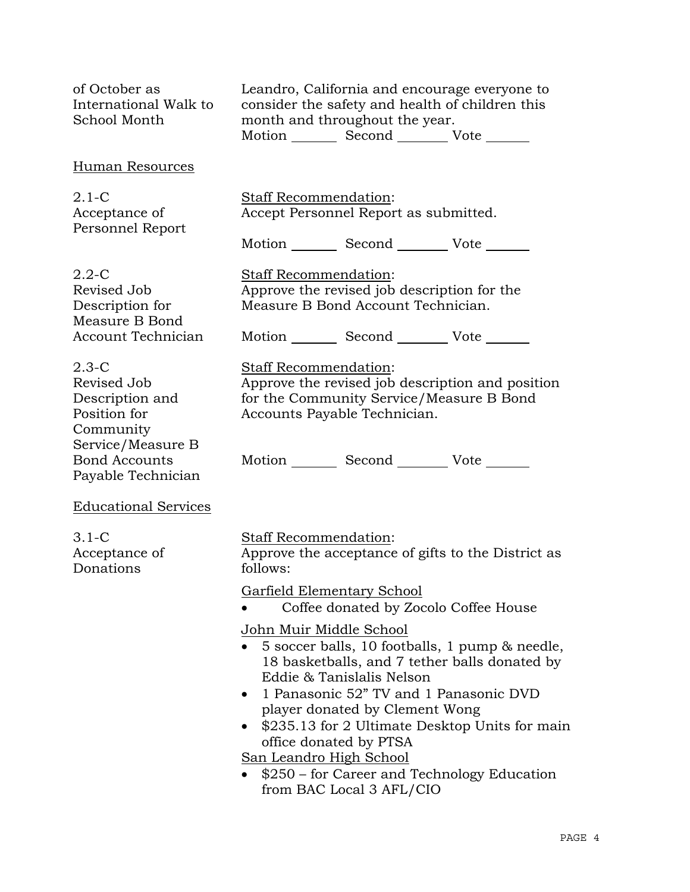of October as International Walk to School Month

Leandro, California and encourage everyone to consider the safety and health of children this month and throughout the year.

Motion _______ Second _______ Vote _______

Human Resources

2.1-C Acceptance of Personnel Report

Staff Recommendation:
Accept Personnel Report as submitted.

Motion _______ Second _______ Vote _______

2.2-C Revised Job Description for Measure B Bond Account Technician

Staff Recommendation:
Approve the revised job description for the Measure B Bond Account Technician.

Motion _______ Second _______ Vote _______

2.3-C Revised Job Description and Position for Community Service/Measure B Bond Accounts Payable Technician

Staff Recommendation:
Approve the revised job description and position for the Community Service/Measure B Bond Accounts Payable Technician.

Motion _______ Second _______ Vote _______

Educational Services

3.1-C Acceptance of Donations

Staff Recommendation:
Approve the acceptance of gifts to the District as follows:

Garfield Elementary School

- Coffee donated by Zocolo Coffee House

John Muir Middle School

- 5 soccer balls, 10 footballs, 1 pump & needle, 18 basketballs, and 7 tether balls donated by Eddie & Tanislalis Nelson
- 1 Panasonic 52" TV and 1 Panasonic DVD player donated by Clement Wong
- $235.13 for 2 Ultimate Desktop Units for main office donated by PTSA

San Leandro High School

- $250 – for Career and Technology Education from BAC Local 3 AFL/CIO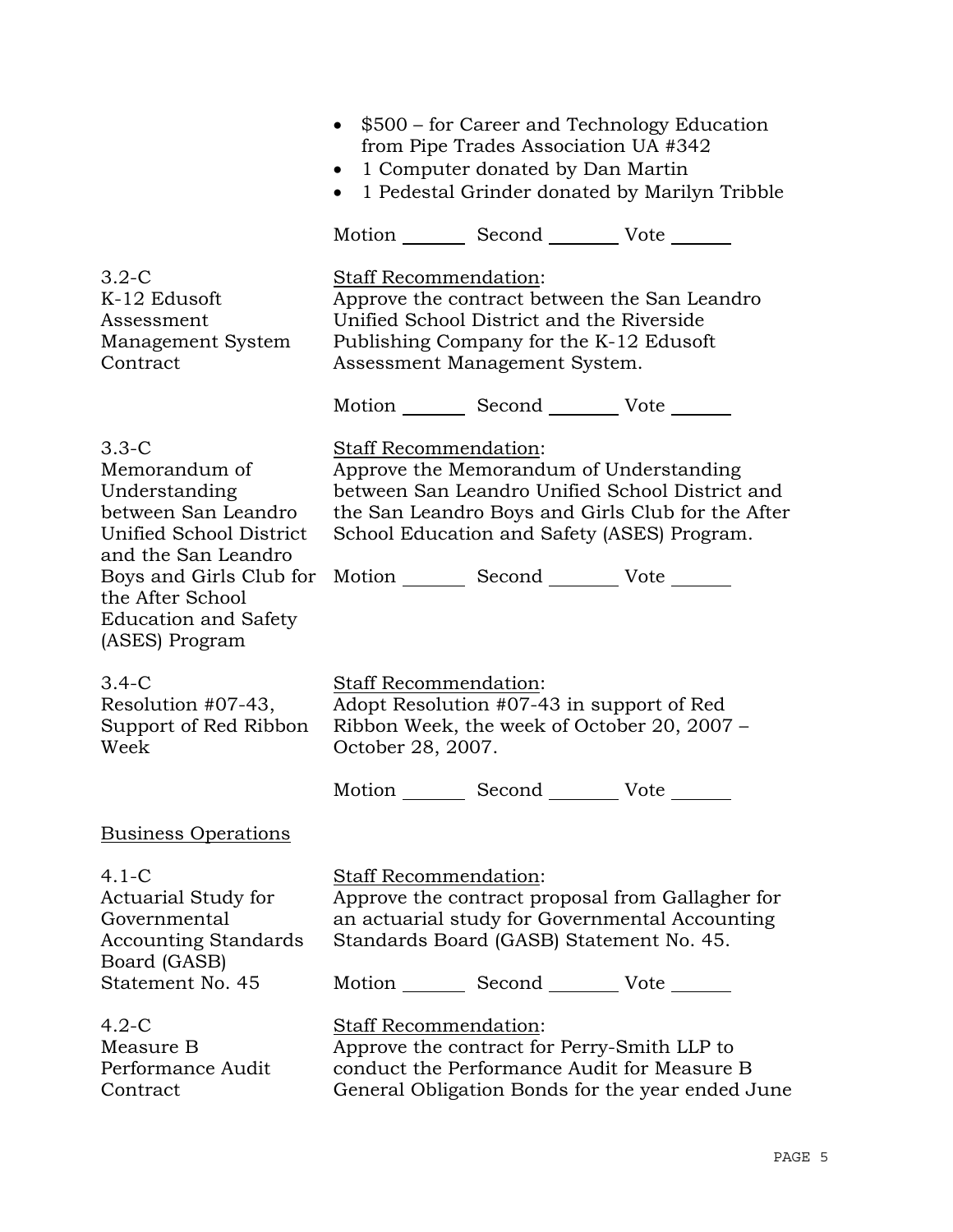- $500 – for Career and Technology Education from Pipe Trades Association UA #342
- 1 Computer donated by Dan Martin
- 1 Pedestal Grinder donated by Marilyn Tribble

Motion _______ Second _______ Vote _______

3.2-C
K-12 Edusoft Assessment Management System Contract

Staff Recommendation:
Approve the contract between the San Leandro Unified School District and the Riverside Publishing Company for the K-12 Edusoft Assessment Management System.

Motion _______ Second _______ Vote _______

3.3-C
Memorandum of Understanding between San Leandro Unified School District and the San Leandro Boys and Girls Club for the After School Education and Safety (ASES) Program

Staff Recommendation:
Approve the Memorandum of Understanding between San Leandro Unified School District and the San Leandro Boys and Girls Club for the After School Education and Safety (ASES) Program.

Motion _______ Second _______ Vote _______

3.4-C
Resolution #07-43, Support of Red Ribbon Week

Staff Recommendation:
Adopt Resolution #07-43 in support of Red Ribbon Week, the week of October 20, 2007 – October 28, 2007.

Motion _______ Second _______ Vote _______

Business Operations

4.1-C
Actuarial Study for Governmental Accounting Standards Board (GASB) Statement No. 45

Staff Recommendation:
Approve the contract proposal from Gallagher for an actuarial study for Governmental Accounting Standards Board (GASB) Statement No. 45.

Motion _______ Second _______ Vote _______

4.2-C
Measure B Performance Audit Contract

Staff Recommendation:
Approve the contract for Perry-Smith LLP to conduct the Performance Audit for Measure B General Obligation Bonds for the year ended June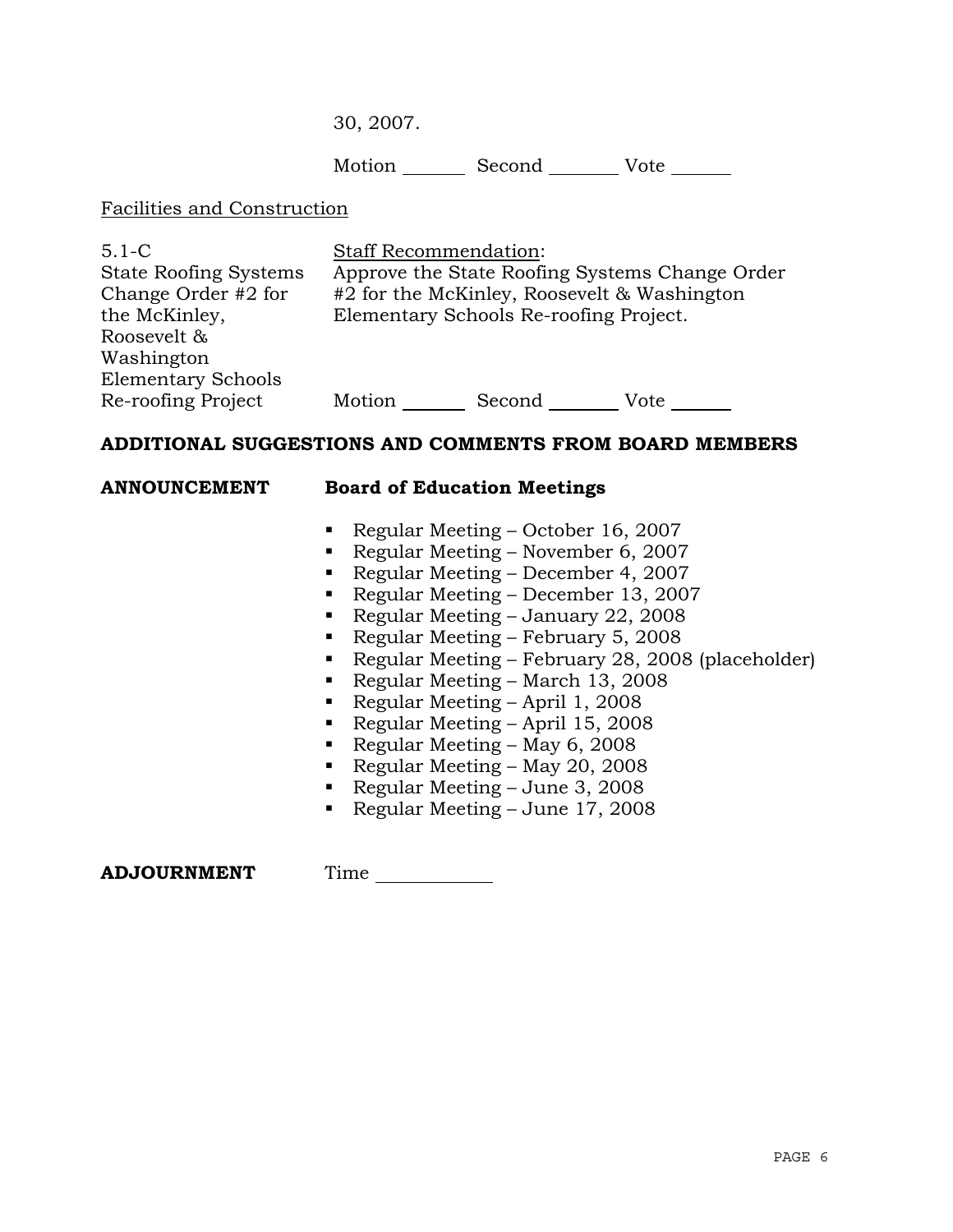30, 2007.

Motion _______ Second ________ Vote ______

Facilities and Construction

5.1-C State Roofing Systems Change Order #2 for the McKinley, Roosevelt & Washington Elementary Schools Re-roofing Project

Staff Recommendation:
Approve the State Roofing Systems Change Order #2 for the McKinley, Roosevelt & Washington Elementary Schools Re-roofing Project.

Motion _______ Second ________ Vote ______

**ADDITIONAL SUGGESTIONS AND COMMENTS FROM BOARD MEMBERS**

**ANNOUNCEMENT** **Board of Education Meetings**

- Regular Meeting – October 16, 2007
- Regular Meeting – November 6, 2007
- Regular Meeting – December 4, 2007
- Regular Meeting – December 13, 2007
- Regular Meeting – January 22, 2008
- Regular Meeting – February 5, 2008
- Regular Meeting – February 28, 2008 (placeholder)
- Regular Meeting – March 13, 2008
- Regular Meeting – April 1, 2008
- Regular Meeting – April 15, 2008
- Regular Meeting – May 6, 2008
- Regular Meeting – May 20, 2008
- Regular Meeting – June 3, 2008
- Regular Meeting – June 17, 2008

**ADJOURNMENT** Time ____________